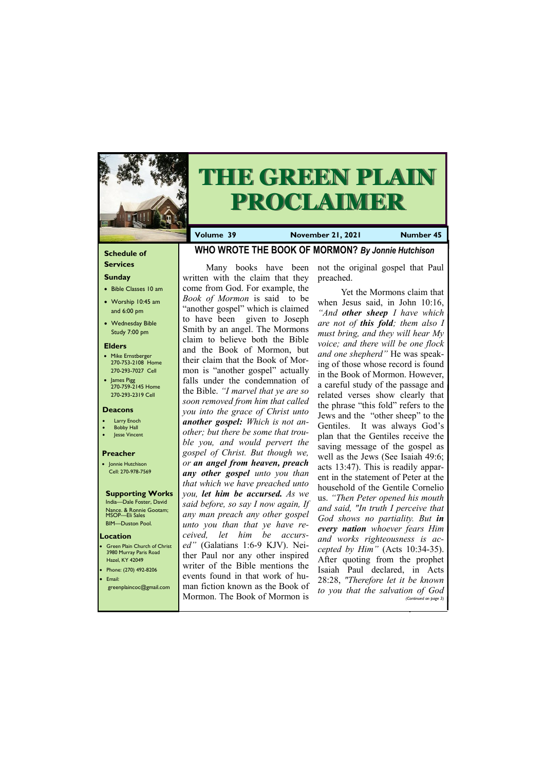# THE GREEN PLAIN PROCLAIMER

**Volume 39** | **November 21, 2021** | **Number 45**

## WHO WROTE THE BOOK OF MORMON? *By Jonnie Hutchison*

Many books have been written with the claim that they come from God. For example, the *Book of Mormon* is said to be "another gospel" which is claimed to have been given to Joseph Smith by an angel. The Mormons claim to believe both the Bible and the Book of Mormon, but their claim that the Book of Mormon is "another gospel" actually falls under the condemnation of the Bible. *"I marvel that ye are so soon removed from him that called you into the grace of Christ unto **another gospel:** Which is not another; but there be some that trouble you, and would pervert the gospel of Christ. But though we, or **an angel from heaven, preach any other gospel** unto you than that which we have preached unto you, **let him be accursed.** As we said before, so say I now again, If any man preach any other gospel unto you than that ye have received, let him be accursed"* (Galatians 1:6-9 KJV). Neither Paul nor any other inspired writer of the Bible mentions the events found in that work of human fiction known as the Book of Mormon. The Book of Mormon is not the original gospel that Paul preached.

Yet the Mormons claim that when Jesus said, in John 10:16, *"And **other sheep** I have which are not of **this fold**; them also I must bring, and they will hear My voice; and there will be one flock and one shepherd"* He was speaking of those whose record is found in the Book of Mormon. However, a careful study of the passage and related verses show clearly that the phrase "this fold" refers to the Jews and the "other sheep" to the Gentiles. It was always God's plan that the Gentiles receive the saving message of the gospel as well as the Jews (See Isaiah 49:6; acts 13:47). This is readily apparent in the statement of Peter at the household of the Gentile Cornelio us. *"Then Peter opened his mouth and said, "In truth I perceive that God shows no partiality. But **in every nation** whoever fears Him and works righteousness is accepted by Him"* (Acts 10:34-35). After quoting from the prophet Isaiah Paul declared, in Acts 28:28, *"Therefore let it be known to you that the salvation of God*

*(Continued on page 3)*

### Schedule of Services

**Sunday**

- Bible Classes 10 am
- Worship 10:45 am and 6:00 pm
- Wednesday Bible Study 7:00 pm

### Elders

- Mike Ernstberger 270-753-2108 Home 270-293-7027 Cell
- James Pigg 270-759-2145 Home 270-293-2319 Cell

### Deacons

- Larry Enoch
- Bobby Hall
- Jesse Vincent

### Preacher

- Jonnie Hutchison Cell: 270-978-7569

### Supporting Works

India—Dale Foster, David Nance. & Ronnie Gootam; MSOP—Eli Sales
BIM—Duston Pool.

### Location

- Green Plain Church of Christ 3980 Murray Paris Road Hazel, KY 42049
- Phone: (270) 492-8206
- Email: greenplaincoc@gmail.com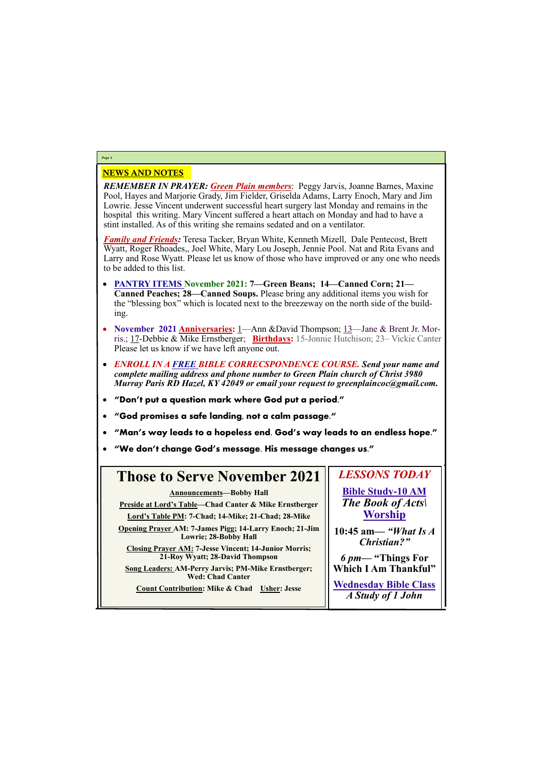## NEWS AND NOTES

***REMEMBER IN PRAYER:*** ***Green Plain members***: Peggy Jarvis, Joanne Barnes, Maxine Pool, Hayes and Marjorie Grady, Jim Fielder, Griselda Adams, Larry Enoch, Mary and Jim Lowrie. Jesse Vincent underwent successful heart surgery last Monday and remains in the hospital this writing. Mary Vincent suffered a heart attach on Monday and had to have a stint installed. As of this writing she remains sedated and on a ventilator.

***Family and Friends:*** Teresa Tacker, Bryan White, Kenneth Mizell, Dale Pentecost, Brett Wyatt, Roger Rhoades,, Joel White, Mary Lou Joseph, Jennie Pool. Nat and Rita Evans and Larry and Rose Wyatt. Please let us know of those who have improved or any one who needs to be added to this list.

- **PANTRY ITEMS November 2021: 7—Green Beans; 14—Canned Corn; 21—Canned Peaches; 28—Canned Soups.** Please bring any additional items you wish for the "blessing box" which is located next to the breezeway on the north side of the building.
- **November 2021 Anniversaries:** 1—Ann &David Thompson; 13—Jane & Brent Jr. Morris.; 17-Debbie & Mike Ernstberger; **Birthdays:** 15-Jonnie Hutchison; 23– Vickie Canter Please let us know if we have left anyone out.
- ***ENROLL IN A FREE BIBLE CORRECSPONDENCE COURSE. Send your name and complete mailing address and phone number to Green Plain church of Christ 3980 Murray Paris RD Hazel, KY 42049 or email your request to greenplaincoc@gmail.com.***
- **"Don't put a question mark where God put a period."**
- **"God promises a safe landing, not a calm passage."**
- **"Man's way leads to a hopeless end. God's way leads to an endless hope."**
- **"We don't change God's message. His message changes us."**

## Those to Serve November 2021

**Announcements—Bobby Hall**

**Preside at Lord's Table—Chad Canter & Mike Ernstberger**

**Lord's Table PM: 7-Chad; 14-Mike; 21-Chad; 28-Mike**

**Opening Prayer AM: 7-James Pigg; 14-Larry Enoch; 21-Jim Lowrie; 28-Bobby Hall**

**Closing Prayer AM: 7-Jesse Vincent; 14-Junior Morris; 21-Roy Wyatt; 28-David Thompson**

**Song Leaders: AM-Perry Jarvis; PM-Mike Ernstberger; Wed: Chad Canter**

**Count Contribution: Mike & Chad Usher: Jesse**

## *LESSONS TODAY*

**Bible Study-10 AM**

***The Book of Acts\***

**Worship**

**10:45 am— *"What Is A Christian?"***

***6 pm*— "Things For Which I Am Thankful"**

**Wednesday Bible Class**

***A Study of 1 John***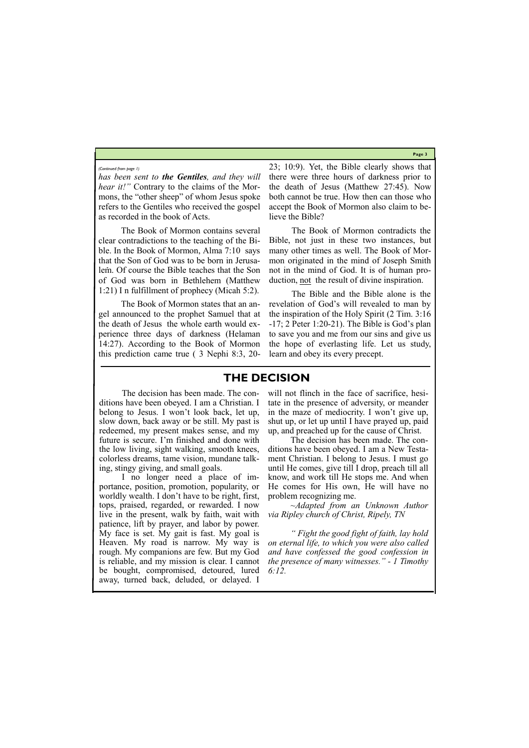*(Continued from page 1)*

*has been sent to* ***the Gentiles****, and they will hear it!"* Contrary to the claims of the Mormons, the "other sheep" of whom Jesus spoke refers to the Gentiles who received the gospel as recorded in the book of Acts.

The Book of Mormon contains several clear contradictions to the teaching of the Bible. In the Book of Mormon, Alma 7:10 says that the Son of God was to be born in Jerusalem. Of course the Bible teaches that the Son of God was born in Bethlehem (Matthew 1:21) I n fulfillment of prophecy (Micah 5:2).

The Book of Mormon states that an angel announced to the prophet Samuel that at the death of Jesus the whole earth would experience three days of darkness (Helaman 14:27). According to the Book of Mormon this prediction came true ( 3 Nephi 8:3, 20-23; 10:9). Yet, the Bible clearly shows that there were three hours of darkness prior to the death of Jesus (Matthew 27:45). Now both cannot be true. How then can those who accept the Book of Mormon also claim to believe the Bible?

The Book of Mormon contradicts the Bible, not just in these two instances, but many other times as well. The Book of Mormon originated in the mind of Joseph Smith not in the mind of God. It is of human production, <u>not</u> the result of divine inspiration.

The Bible and the Bible alone is the revelation of God's will revealed to man by the inspiration of the Holy Spirit (2 Tim. 3:16-17; 2 Peter 1:20-21). The Bible is God's plan to save you and me from our sins and give us the hope of everlasting life. Let us study, learn and obey its every precept.

## THE DECISION

The decision has been made. The conditions have been obeyed. I am a Christian. I belong to Jesus. I won't look back, let up, slow down, back away or be still. My past is redeemed, my present makes sense, and my future is secure. I'm finished and done with the low living, sight walking, smooth knees, colorless dreams, tame vision, mundane talking, stingy giving, and small goals.

I no longer need a place of importance, position, promotion, popularity, or worldly wealth. I don't have to be right, first, tops, praised, regarded, or rewarded. I now live in the present, walk by faith, wait with patience, lift by prayer, and labor by power. My face is set. My gait is fast. My goal is Heaven. My road is narrow. My way is rough. My companions are few. But my God is reliable, and my mission is clear. I cannot be bought, compromised, detoured, lured away, turned back, deluded, or delayed. I will not flinch in the face of sacrifice, hesitate in the presence of adversity, or meander in the maze of mediocrity. I won't give up, shut up, or let up until I have prayed up, paid up, and preached up for the cause of Christ.

The decision has been made. The conditions have been obeyed. I am a New Testament Christian. I belong to Jesus. I must go until He comes, give till I drop, preach till all know, and work till He stops me. And when He comes for His own, He will have no problem recognizing me.

*~Adapted from an Unknown Author via Ripley church of Christ, Ripely, TN*

*" Fight the good fight of faith, lay hold on eternal life, to which you were also called and have confessed the good confession in the presence of many witnesses." - 1 Timothy 6:12.*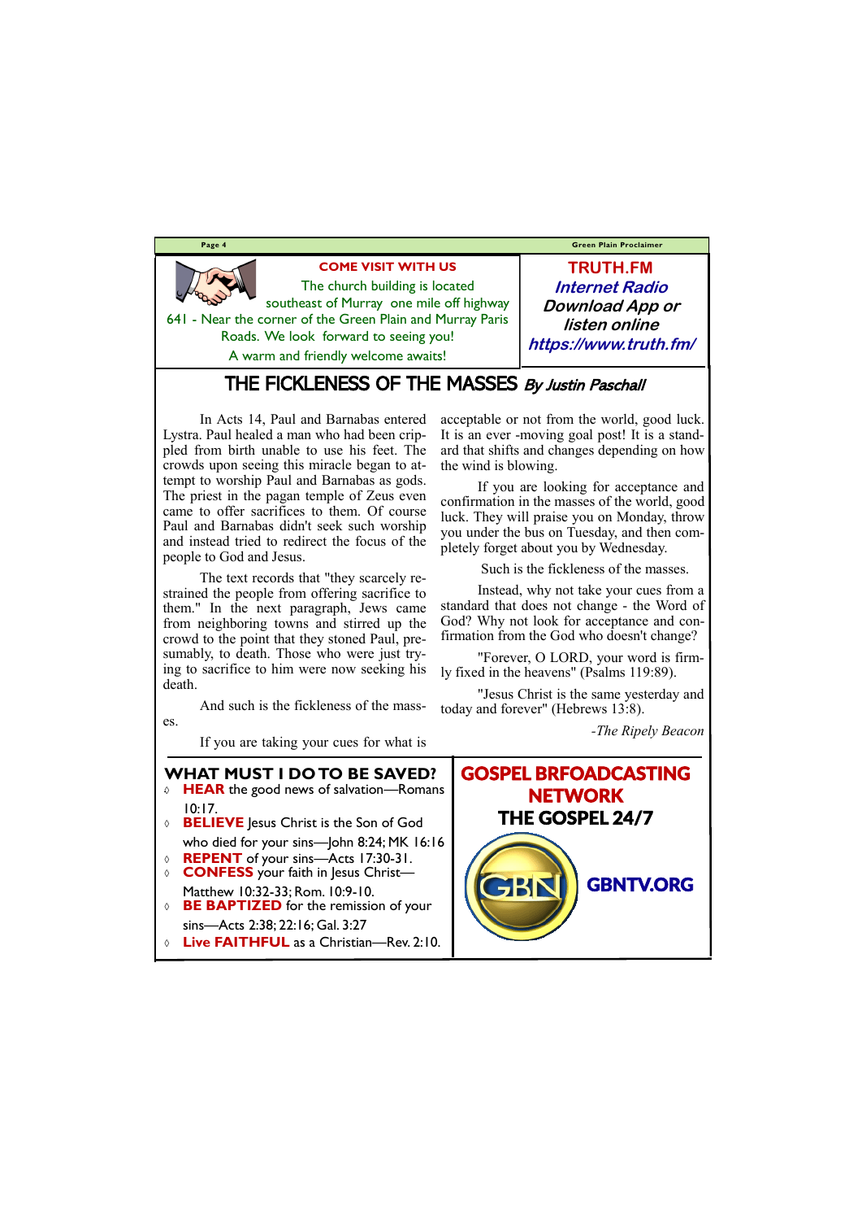## COME VISIT WITH US

The church building is located southeast of Murray one mile off highway 641 - Near the corner of the Green Plain and Murray Paris Roads. We look forward to seeing you!

A warm and friendly welcome awaits!

## TRUTH.FM

*Internet Radio*

*Download App or listen online*

*https://www.truth.fm/*

# THE FICKLENESS OF THE MASSES *By Justin Paschall*

In Acts 14, Paul and Barnabas entered Lystra. Paul healed a man who had been crippled from birth unable to use his feet. The crowds upon seeing this miracle began to attempt to worship Paul and Barnabas as gods. The priest in the pagan temple of Zeus even came to offer sacrifices to them. Of course Paul and Barnabas didn't seek such worship and instead tried to redirect the focus of the people to God and Jesus.

The text records that "they scarcely restrained the people from offering sacrifice to them." In the next paragraph, Jews came from neighboring towns and stirred up the crowd to the point that they stoned Paul, presumably, to death. Those who were just trying to sacrifice to him were now seeking his death.

And such is the fickleness of the masses.

If you are taking your cues for what is acceptable or not from the world, good luck. It is an ever -moving goal post! It is a standard that shifts and changes depending on how the wind is blowing.

If you are looking for acceptance and confirmation in the masses of the world, good luck. They will praise you on Monday, throw you under the bus on Tuesday, and then completely forget about you by Wednesday.

Such is the fickleness of the masses.

Instead, why not take your cues from a standard that does not change - the Word of God? Why not look for acceptance and confirmation from the God who doesn't change?

"Forever, O LORD, your word is firmly fixed in the heavens" (Psalms 119:89).

"Jesus Christ is the same yesterday and today and forever" (Hebrews 13:8).

*-The Ripely Beacon*

## WHAT MUST I DO TO BE SAVED?

- **HEAR** the good news of salvation—Romans 10:17.
- **BELIEVE** Jesus Christ is the Son of God who died for your sins—John 8:24; MK 16:16
- **REPENT** of your sins—Acts 17:30-31.
- **CONFESS** your faith in Jesus Christ—Matthew 10:32-33; Rom. 10:9-10.
- **BE BAPTIZED** for the remission of your sins—Acts 2:38; 22:16; Gal. 3:27
- **Live FAITHFUL** as a Christian—Rev. 2:10.

## GOSPEL BRFOADCASTING NETWORK

## THE GOSPEL 24/7

GBN

**GBNTV.ORG**